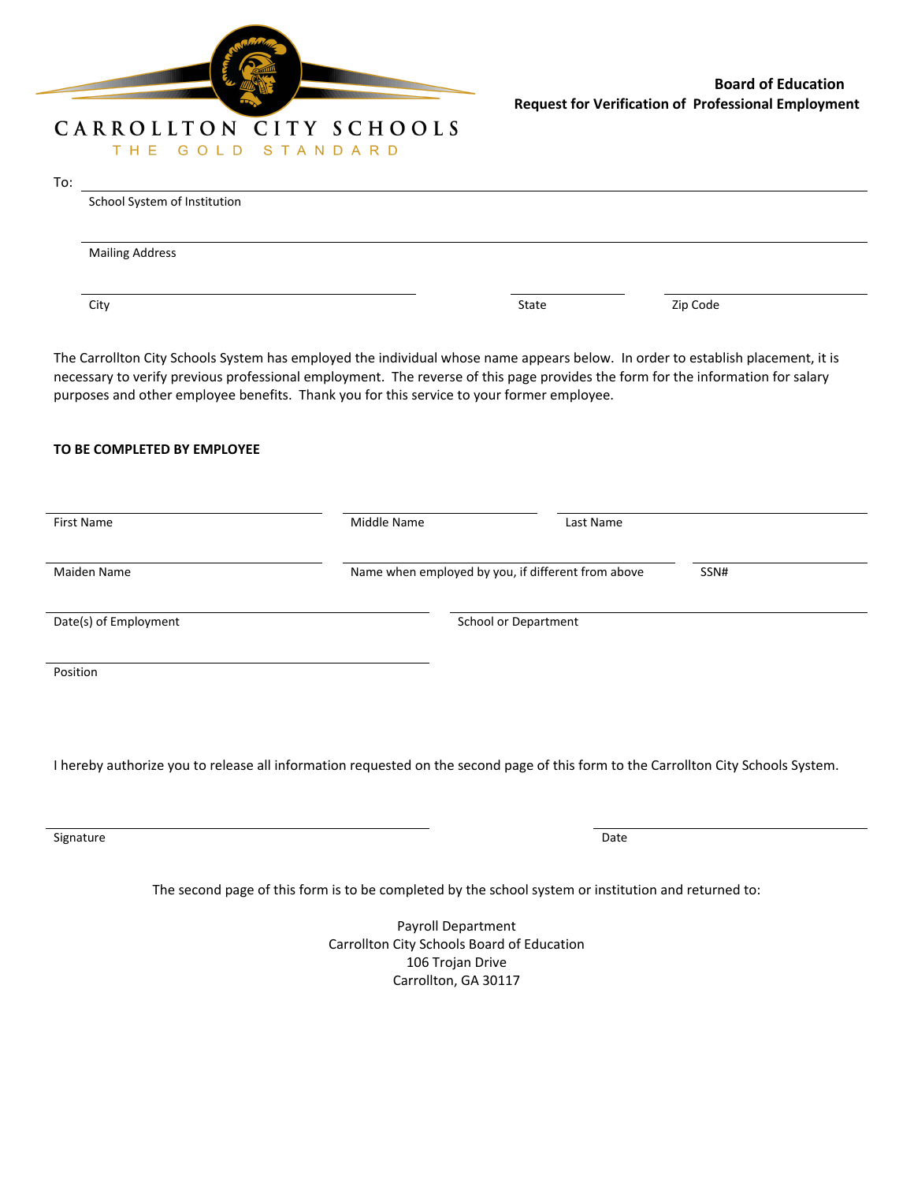CARROLLTON CITY SCHOOLS

THE GOLD STANDARD

**Board of Education**
**Request for Verification of Professional Employment**

To: ______________________________________________
School System of Institution

______________________________________________
Mailing Address

______________________ ______________ ______________
City State Zip Code

The Carrollton City Schools System has employed the individual whose name appears below. In order to establish placement, it is necessary to verify previous professional employment. The reverse of this page provides the form for the information for salary purposes and other employee benefits. Thank you for this service to your former employee.

**TO BE COMPLETED BY EMPLOYEE**

______________________ ______________________ ______________________
First Name Middle Name Last Name

______________________ ______________________ ______________________
Maiden Name Name when employed by you, if different from above SSN#

______________________ ______________________
Date(s) of Employment School or Department

______________________
Position

I hereby authorize you to release all information requested on the second page of this form to the Carrollton City Schools System.

______________________ ______________________
Signature Date

The second page of this form is to be completed by the school system or institution and returned to:

Payroll Department
Carrollton City Schools Board of Education
106 Trojan Drive
Carrollton, GA 30117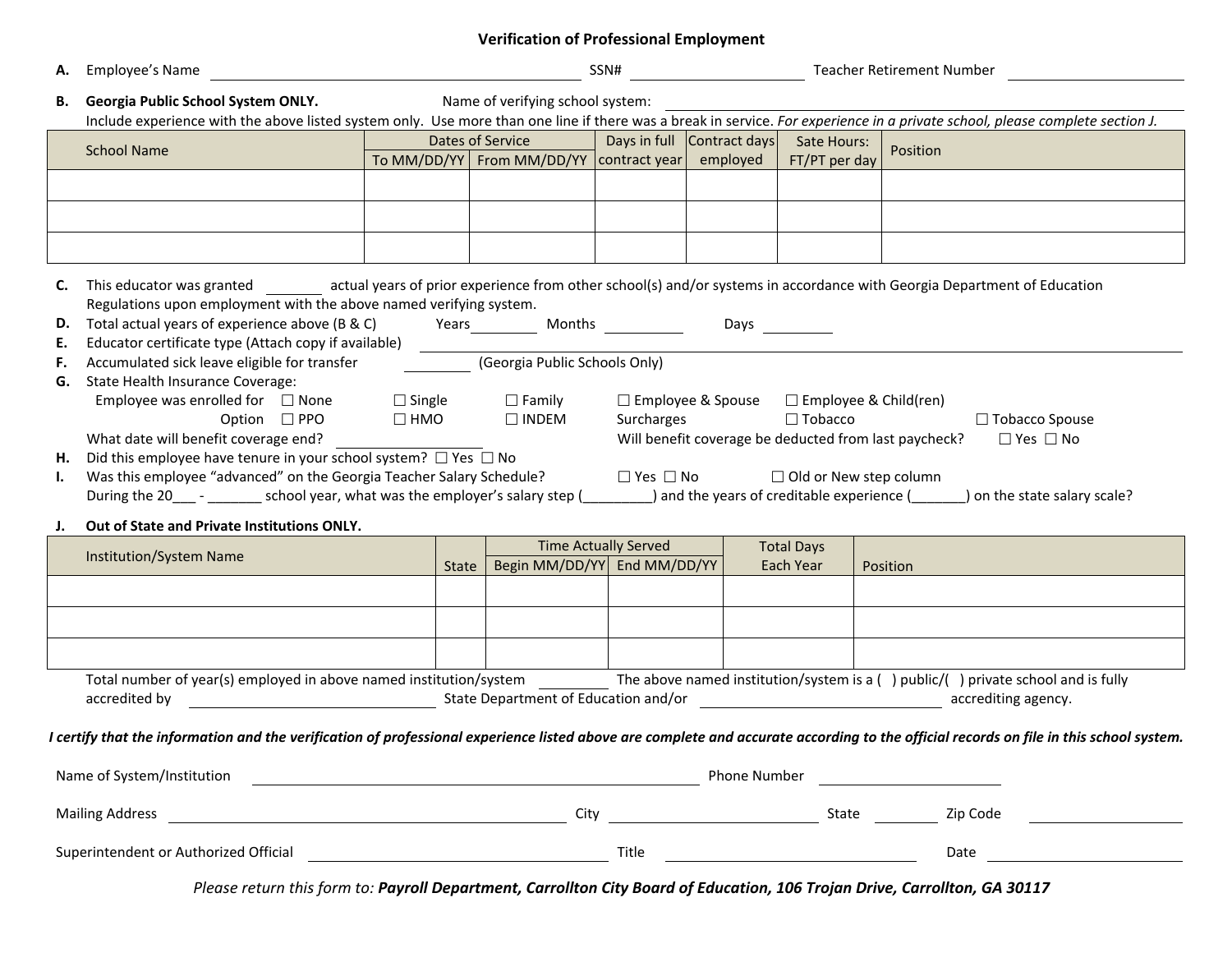# Verification of Professional Employment

**A.** Employee's Name ______________________________ SSN# ________________ Teacher Retirement Number ________________

**B. Georgia Public School System ONLY.** Name of verifying school system: ______________________________

Include experience with the above listed system only. Use more than one line if there was a break in service. *For experience in a private school, please complete section J.*

| School Name | Dates of Service | | Days in full contract year | Contract days employed | Sate Hours: FT/PT per day | Position |
|---|---|---|---|---|---|---|
| | To MM/DD/YY | From MM/DD/YY | | | | |
| | | | | | | |
| | | | | | | |
| | | | | | | |

**C.** This educator was granted ________ actual years of prior experience from other school(s) and/or systems in accordance with Georgia Department of Education Regulations upon employment with the above named verifying system.

**D.** Total actual years of experience above (B & C) Years________ Months ________ Days ________

**E.** Educator certificate type (Attach copy if available) ______________________________

**F.** Accumulated sick leave eligible for transfer ________ (Georgia Public Schools Only)

**G.** State Health Insurance Coverage:

Employee was enrolled for ☐ None ☐ Single ☐ Family ☐ Employee & Spouse ☐ Employee & Child(ren)

Option ☐ PPO ☐ HMO ☐ INDEM Surcharges ☐ Tobacco ☐ Tobacco Spouse

What date will benefit coverage end? ________________ Will benefit coverage be deducted from last paycheck? ☐ Yes ☐ No

**H.** Did this employee have tenure in your school system? ☐ Yes ☐ No

**I.** Was this employee "advanced" on the Georgia Teacher Salary Schedule? ☐ Yes ☐ No ☐ Old or New step column

During the 20___ - _______ school year, what was the employer's salary step (_________) and the years of creditable experience (_______) on the state salary scale?

**J. Out of State and Private Institutions ONLY.**

| Institution/System Name | State | Time Actually Served | | Total Days Each Year | Position |
|---|---|---|---|---|---|
| | | Begin MM/DD/YY | End MM/DD/YY | | |
| | | | | | |
| | | | | | |
| | | | | | |

Total number of year(s) employed in above named institution/system ________ The above named institution/system is a (  ) public/(  ) private school and is fully accredited by ______________________ State Department of Education and/or ______________________ accrediting agency.

***I certify that the information and the verification of professional experience listed above are complete and accurate according to the official records on file in this school system.***

Name of System/Institution ______________________________ Phone Number ________________

Mailing Address ______________________________ City ________________ State ________ Zip Code ________________

Superintendent or Authorized Official ______________________________ Title ________________ Date ________________

*Please return this form to:* ***Payroll Department, Carrollton City Board of Education, 106 Trojan Drive, Carrollton, GA 30117***